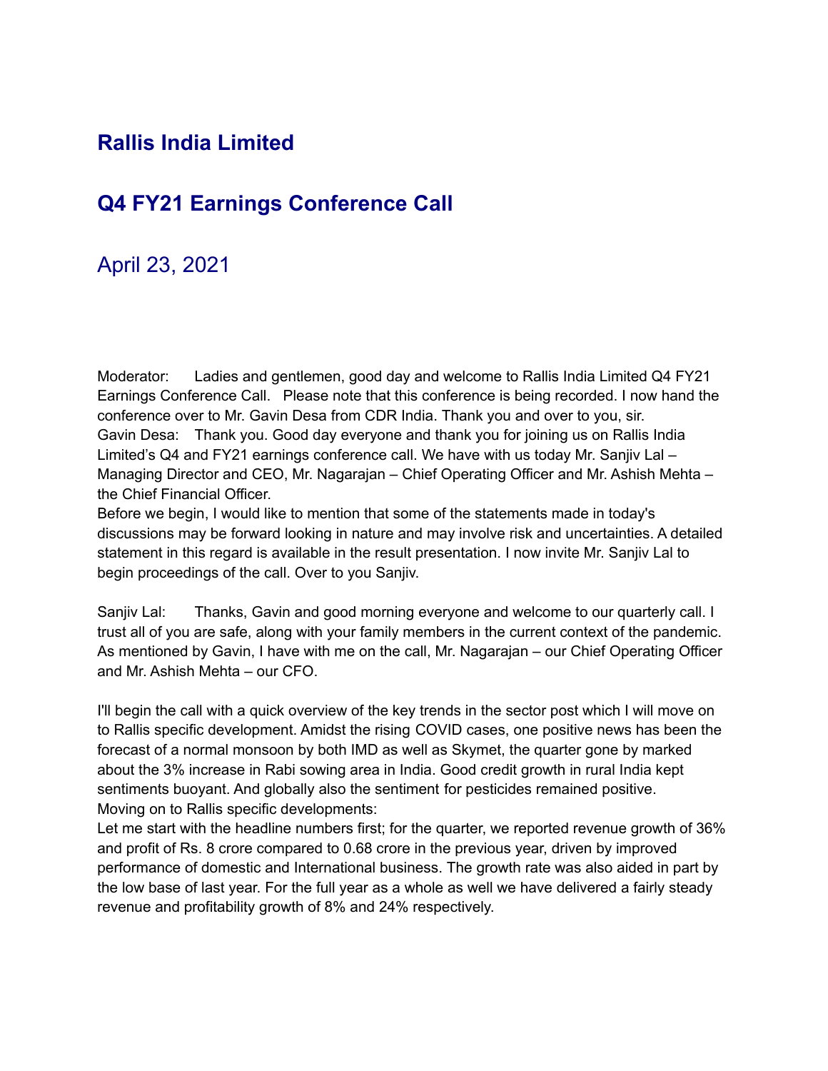# Rallis India Limited

## Q4 FY21 Earnings Conference Call

April 23, 2021

Moderator: Ladies and gentlemen, good day and welcome to Rallis India Limited Q4 FY21 Earnings Conference Call. Please note that this conference is being recorded. I now hand the conference over to Mr. Gavin Desa from CDR India. Thank you and over to you, sir.

Gavin Desa: Thank you. Good day everyone and thank you for joining us on Rallis India Limited's Q4 and FY21 earnings conference call. We have with us today Mr. Sanjiv Lal – Managing Director and CEO, Mr. Nagarajan – Chief Operating Officer and Mr. Ashish Mehta – the Chief Financial Officer.

Before we begin, I would like to mention that some of the statements made in today's discussions may be forward looking in nature and may involve risk and uncertainties. A detailed statement in this regard is available in the result presentation. I now invite Mr. Sanjiv Lal to begin proceedings of the call. Over to you Sanjiv.

Sanjiv Lal: Thanks, Gavin and good morning everyone and welcome to our quarterly call. I trust all of you are safe, along with your family members in the current context of the pandemic. As mentioned by Gavin, I have with me on the call, Mr. Nagarajan – our Chief Operating Officer and Mr. Ashish Mehta – our CFO.

I'll begin the call with a quick overview of the key trends in the sector post which I will move on to Rallis specific development. Amidst the rising COVID cases, one positive news has been the forecast of a normal monsoon by both IMD as well as Skymet, the quarter gone by marked about the 3% increase in Rabi sowing area in India. Good credit growth in rural India kept sentiments buoyant. And globally also the sentiment for pesticides remained positive.

Moving on to Rallis specific developments:

Let me start with the headline numbers first; for the quarter, we reported revenue growth of 36% and profit of Rs. 8 crore compared to 0.68 crore in the previous year, driven by improved performance of domestic and International business. The growth rate was also aided in part by the low base of last year. For the full year as a whole as well we have delivered a fairly steady revenue and profitability growth of 8% and 24% respectively.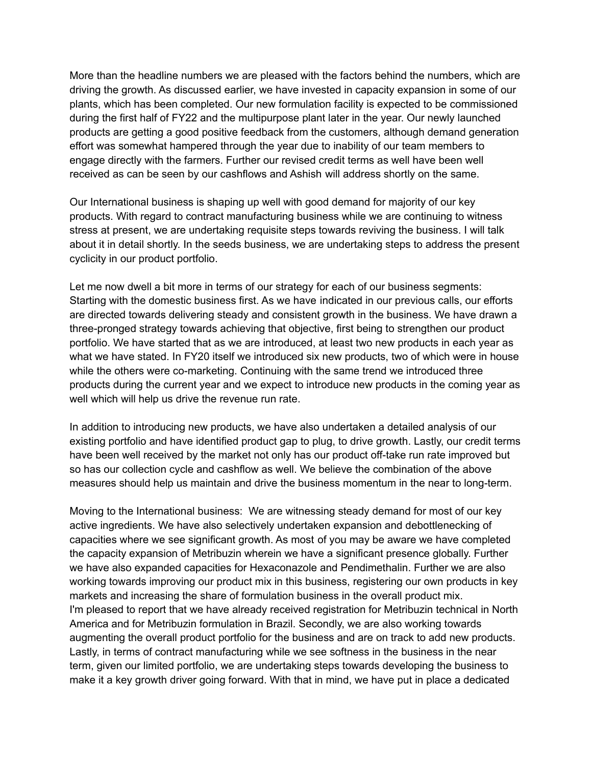More than the headline numbers we are pleased with the factors behind the numbers, which are driving the growth. As discussed earlier, we have invested in capacity expansion in some of our plants, which has been completed. Our new formulation facility is expected to be commissioned during the first half of FY22 and the multipurpose plant later in the year. Our newly launched products are getting a good positive feedback from the customers, although demand generation effort was somewhat hampered through the year due to inability of our team members to engage directly with the farmers. Further our revised credit terms as well have been well received as can be seen by our cashflows and Ashish will address shortly on the same.

Our International business is shaping up well with good demand for majority of our key products. With regard to contract manufacturing business while we are continuing to witness stress at present, we are undertaking requisite steps towards reviving the business. I will talk about it in detail shortly. In the seeds business, we are undertaking steps to address the present cyclicity in our product portfolio.

Let me now dwell a bit more in terms of our strategy for each of our business segments: Starting with the domestic business first. As we have indicated in our previous calls, our efforts are directed towards delivering steady and consistent growth in the business. We have drawn a three-pronged strategy towards achieving that objective, first being to strengthen our product portfolio. We have started that as we are introduced, at least two new products in each year as what we have stated. In FY20 itself we introduced six new products, two of which were in house while the others were co-marketing. Continuing with the same trend we introduced three products during the current year and we expect to introduce new products in the coming year as well which will help us drive the revenue run rate.

In addition to introducing new products, we have also undertaken a detailed analysis of our existing portfolio and have identified product gap to plug, to drive growth. Lastly, our credit terms have been well received by the market not only has our product off-take run rate improved but so has our collection cycle and cashflow as well. We believe the combination of the above measures should help us maintain and drive the business momentum in the near to long-term.

Moving to the International business: We are witnessing steady demand for most of our key active ingredients. We have also selectively undertaken expansion and debottlenecking of capacities where we see significant growth. As most of you may be aware we have completed the capacity expansion of Metribuzin wherein we have a significant presence globally. Further we have also expanded capacities for Hexaconazole and Pendimethalin. Further we are also working towards improving our product mix in this business, registering our own products in key markets and increasing the share of formulation business in the overall product mix.
I'm pleased to report that we have already received registration for Metribuzin technical in North America and for Metribuzin formulation in Brazil. Secondly, we are also working towards augmenting the overall product portfolio for the business and are on track to add new products. Lastly, in terms of contract manufacturing while we see softness in the business in the near term, given our limited portfolio, we are undertaking steps towards developing the business to make it a key growth driver going forward. With that in mind, we have put in place a dedicated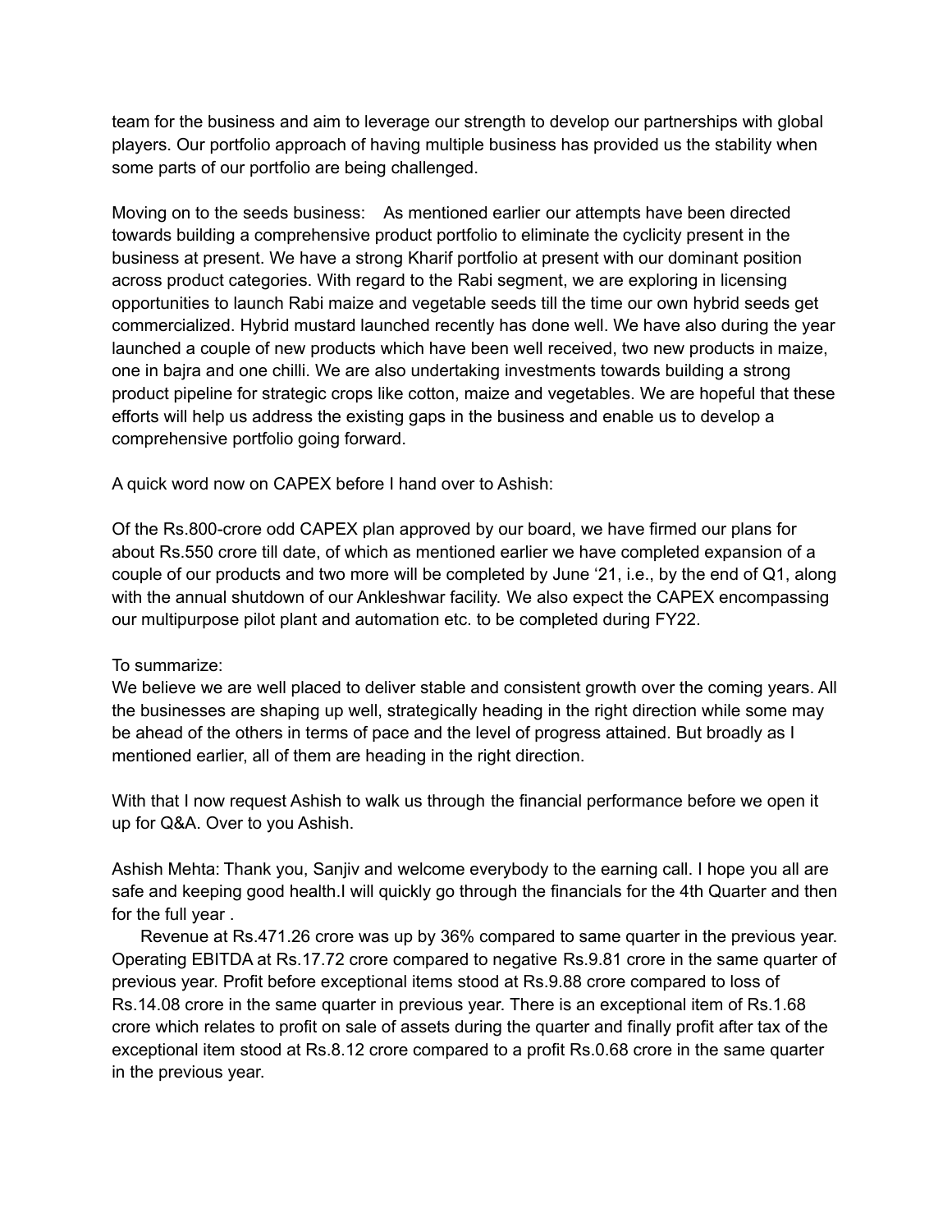team for the business and aim to leverage our strength to develop our partnerships with global players. Our portfolio approach of having multiple business has provided us the stability when some parts of our portfolio are being challenged.

Moving on to the seeds business: As mentioned earlier our attempts have been directed towards building a comprehensive product portfolio to eliminate the cyclicity present in the business at present. We have a strong Kharif portfolio at present with our dominant position across product categories. With regard to the Rabi segment, we are exploring in licensing opportunities to launch Rabi maize and vegetable seeds till the time our own hybrid seeds get commercialized. Hybrid mustard launched recently has done well. We have also during the year launched a couple of new products which have been well received, two new products in maize, one in bajra and one chilli. We are also undertaking investments towards building a strong product pipeline for strategic crops like cotton, maize and vegetables. We are hopeful that these efforts will help us address the existing gaps in the business and enable us to develop a comprehensive portfolio going forward.

A quick word now on CAPEX before I hand over to Ashish:

Of the Rs.800-crore odd CAPEX plan approved by our board, we have firmed our plans for about Rs.550 crore till date, of which as mentioned earlier we have completed expansion of a couple of our products and two more will be completed by June '21, i.e., by the end of Q1, along with the annual shutdown of our Ankleshwar facility. We also expect the CAPEX encompassing our multipurpose pilot plant and automation etc. to be completed during FY22.

To summarize:
We believe we are well placed to deliver stable and consistent growth over the coming years. All the businesses are shaping up well, strategically heading in the right direction while some may be ahead of the others in terms of pace and the level of progress attained. But broadly as I mentioned earlier, all of them are heading in the right direction.

With that I now request Ashish to walk us through the financial performance before we open it up for Q&A. Over to you Ashish.

Ashish Mehta: Thank you, Sanjiv and welcome everybody to the earning call. I hope you all are safe and keeping good health.I will quickly go through the financials for the 4th Quarter and then for the full year .

Revenue at Rs.471.26 crore was up by 36% compared to same quarter in the previous year. Operating EBITDA at Rs.17.72 crore compared to negative Rs.9.81 crore in the same quarter of previous year. Profit before exceptional items stood at Rs.9.88 crore compared to loss of Rs.14.08 crore in the same quarter in previous year. There is an exceptional item of Rs.1.68 crore which relates to profit on sale of assets during the quarter and finally profit after tax of the exceptional item stood at Rs.8.12 crore compared to a profit Rs.0.68 crore in the same quarter in the previous year.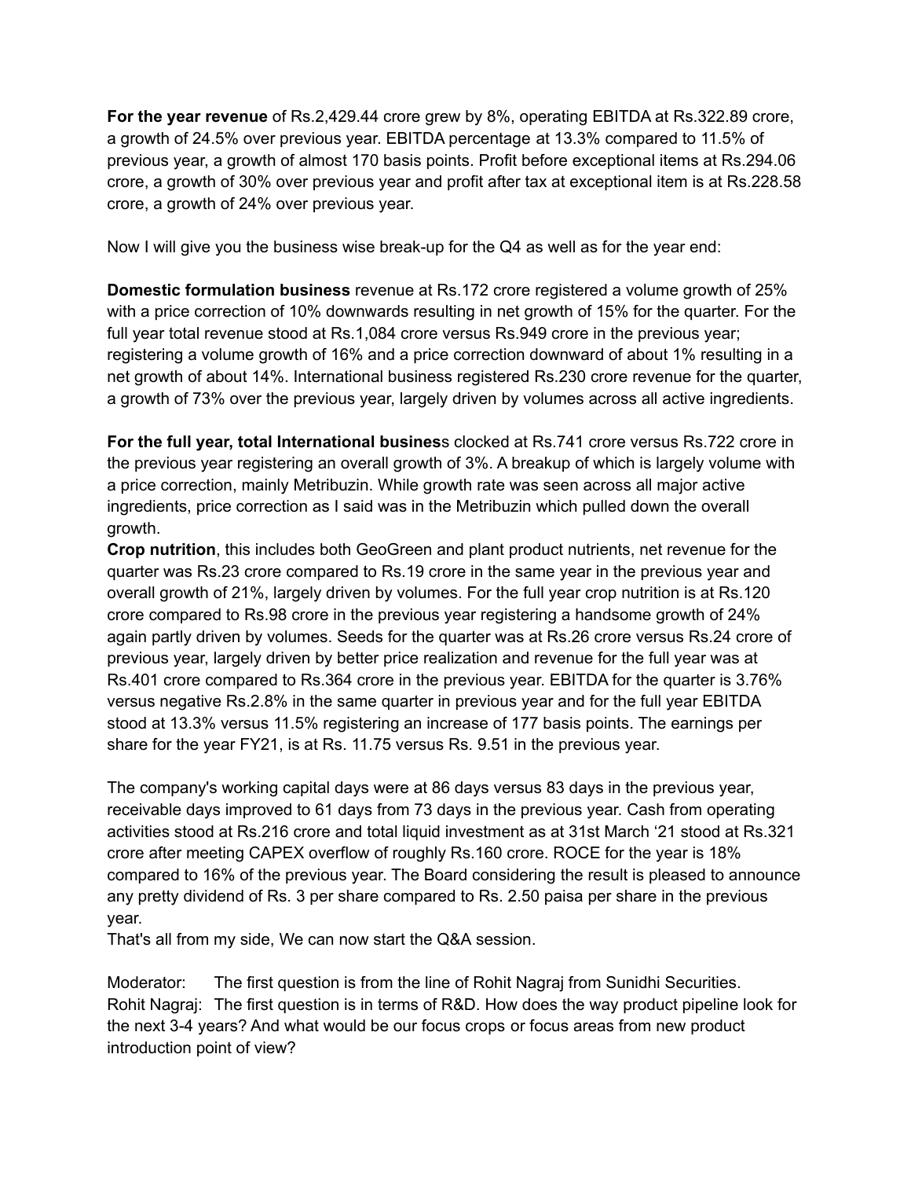**For the year revenue** of Rs.2,429.44 crore grew by 8%, operating EBITDA at Rs.322.89 crore, a growth of 24.5% over previous year. EBITDA percentage at 13.3% compared to 11.5% of previous year, a growth of almost 170 basis points. Profit before exceptional items at Rs.294.06 crore, a growth of 30% over previous year and profit after tax at exceptional item is at Rs.228.58 crore, a growth of 24% over previous year.

Now I will give you the business wise break-up for the Q4 as well as for the year end:

**Domestic formulation business** revenue at Rs.172 crore registered a volume growth of 25% with a price correction of 10% downwards resulting in net growth of 15% for the quarter. For the full year total revenue stood at Rs.1,084 crore versus Rs.949 crore in the previous year; registering a volume growth of 16% and a price correction downward of about 1% resulting in a net growth of about 14%. International business registered Rs.230 crore revenue for the quarter, a growth of 73% over the previous year, largely driven by volumes across all active ingredients.

**For the full year, total International business** clocked at Rs.741 crore versus Rs.722 crore in the previous year registering an overall growth of 3%. A breakup of which is largely volume with a price correction, mainly Metribuzin. While growth rate was seen across all major active ingredients, price correction as I said was in the Metribuzin which pulled down the overall growth.

**Crop nutrition**, this includes both GeoGreen and plant product nutrients, net revenue for the quarter was Rs.23 crore compared to Rs.19 crore in the same year in the previous year and overall growth of 21%, largely driven by volumes. For the full year crop nutrition is at Rs.120 crore compared to Rs.98 crore in the previous year registering a handsome growth of 24% again partly driven by volumes. Seeds for the quarter was at Rs.26 crore versus Rs.24 crore of previous year, largely driven by better price realization and revenue for the full year was at Rs.401 crore compared to Rs.364 crore in the previous year. EBITDA for the quarter is 3.76% versus negative Rs.2.8% in the same quarter in previous year and for the full year EBITDA stood at 13.3% versus 11.5% registering an increase of 177 basis points. The earnings per share for the year FY21, is at Rs. 11.75 versus Rs. 9.51 in the previous year.

The company's working capital days were at 86 days versus 83 days in the previous year, receivable days improved to 61 days from 73 days in the previous year. Cash from operating activities stood at Rs.216 crore and total liquid investment as at 31st March '21 stood at Rs.321 crore after meeting CAPEX overflow of roughly Rs.160 crore. ROCE for the year is 18% compared to 16% of the previous year. The Board considering the result is pleased to announce any pretty dividend of Rs. 3 per share compared to Rs. 2.50 paisa per share in the previous year.

That's all from my side, We can now start the Q&A session.

Moderator: The first question is from the line of Rohit Nagraj from Sunidhi Securities.

Rohit Nagraj: The first question is in terms of R&D. How does the way product pipeline look for the next 3-4 years? And what would be our focus crops or focus areas from new product introduction point of view?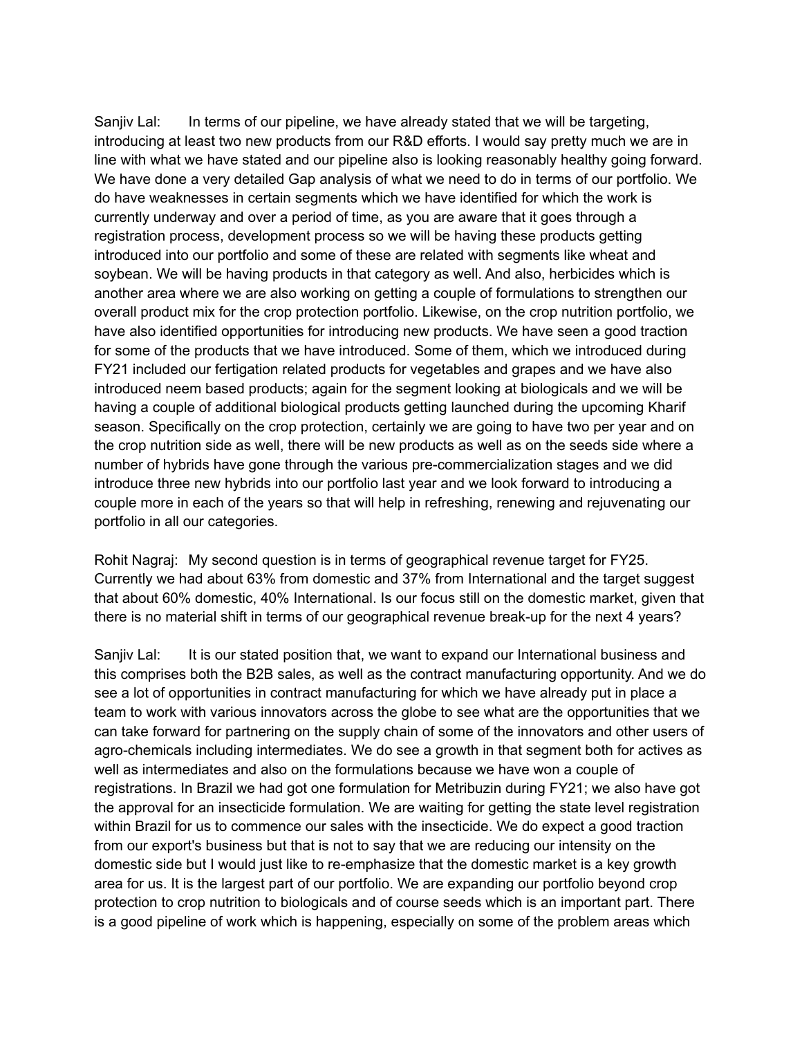Sanjiv Lal: In terms of our pipeline, we have already stated that we will be targeting, introducing at least two new products from our R&D efforts. I would say pretty much we are in line with what we have stated and our pipeline also is looking reasonably healthy going forward. We have done a very detailed Gap analysis of what we need to do in terms of our portfolio. We do have weaknesses in certain segments which we have identified for which the work is currently underway and over a period of time, as you are aware that it goes through a registration process, development process so we will be having these products getting introduced into our portfolio and some of these are related with segments like wheat and soybean. We will be having products in that category as well. And also, herbicides which is another area where we are also working on getting a couple of formulations to strengthen our overall product mix for the crop protection portfolio. Likewise, on the crop nutrition portfolio, we have also identified opportunities for introducing new products. We have seen a good traction for some of the products that we have introduced. Some of them, which we introduced during FY21 included our fertigation related products for vegetables and grapes and we have also introduced neem based products; again for the segment looking at biologicals and we will be having a couple of additional biological products getting launched during the upcoming Kharif season. Specifically on the crop protection, certainly we are going to have two per year and on the crop nutrition side as well, there will be new products as well as on the seeds side where a number of hybrids have gone through the various pre-commercialization stages and we did introduce three new hybrids into our portfolio last year and we look forward to introducing a couple more in each of the years so that will help in refreshing, renewing and rejuvenating our portfolio in all our categories.

Rohit Nagraj: My second question is in terms of geographical revenue target for FY25. Currently we had about 63% from domestic and 37% from International and the target suggest that about 60% domestic, 40% International. Is our focus still on the domestic market, given that there is no material shift in terms of our geographical revenue break-up for the next 4 years?

Sanjiv Lal: It is our stated position that, we want to expand our International business and this comprises both the B2B sales, as well as the contract manufacturing opportunity. And we do see a lot of opportunities in contract manufacturing for which we have already put in place a team to work with various innovators across the globe to see what are the opportunities that we can take forward for partnering on the supply chain of some of the innovators and other users of agro-chemicals including intermediates. We do see a growth in that segment both for actives as well as intermediates and also on the formulations because we have won a couple of registrations. In Brazil we had got one formulation for Metribuzin during FY21; we also have got the approval for an insecticide formulation. We are waiting for getting the state level registration within Brazil for us to commence our sales with the insecticide. We do expect a good traction from our export's business but that is not to say that we are reducing our intensity on the domestic side but I would just like to re-emphasize that the domestic market is a key growth area for us. It is the largest part of our portfolio. We are expanding our portfolio beyond crop protection to crop nutrition to biologicals and of course seeds which is an important part. There is a good pipeline of work which is happening, especially on some of the problem areas which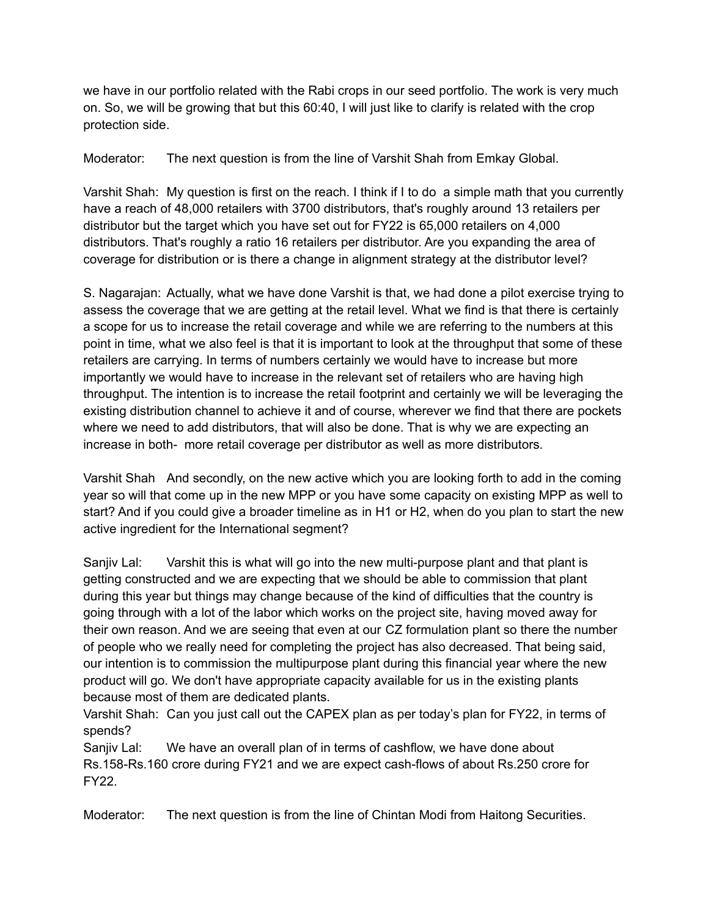we have in our portfolio related with the Rabi crops in our seed portfolio. The work is very much on. So, we will be growing that but this 60:40, I will just like to clarify is related with the crop protection side.

Moderator: The next question is from the line of Varshit Shah from Emkay Global.

Varshit Shah: My question is first on the reach. I think if I to do a simple math that you currently have a reach of 48,000 retailers with 3700 distributors, that's roughly around 13 retailers per distributor but the target which you have set out for FY22 is 65,000 retailers on 4,000 distributors. That's roughly a ratio 16 retailers per distributor. Are you expanding the area of coverage for distribution or is there a change in alignment strategy at the distributor level?

S. Nagarajan: Actually, what we have done Varshit is that, we had done a pilot exercise trying to assess the coverage that we are getting at the retail level. What we find is that there is certainly a scope for us to increase the retail coverage and while we are referring to the numbers at this point in time, what we also feel is that it is important to look at the throughput that some of these retailers are carrying. In terms of numbers certainly we would have to increase but more importantly we would have to increase in the relevant set of retailers who are having high throughput. The intention is to increase the retail footprint and certainly we will be leveraging the existing distribution channel to achieve it and of course, wherever we find that there are pockets where we need to add distributors, that will also be done. That is why we are expecting an increase in both- more retail coverage per distributor as well as more distributors.

Varshit Shah And secondly, on the new active which you are looking forth to add in the coming year so will that come up in the new MPP or you have some capacity on existing MPP as well to start? And if you could give a broader timeline as in H1 or H2, when do you plan to start the new active ingredient for the International segment?

Sanjiv Lal: Varshit this is what will go into the new multi-purpose plant and that plant is getting constructed and we are expecting that we should be able to commission that plant during this year but things may change because of the kind of difficulties that the country is going through with a lot of the labor which works on the project site, having moved away for their own reason. And we are seeing that even at our CZ formulation plant so there the number of people who we really need for completing the project has also decreased. That being said, our intention is to commission the multipurpose plant during this financial year where the new product will go. We don't have appropriate capacity available for us in the existing plants because most of them are dedicated plants.

Varshit Shah: Can you just call out the CAPEX plan as per today's plan for FY22, in terms of spends?

Sanjiv Lal: We have an overall plan of in terms of cashflow, we have done about Rs.158-Rs.160 crore during FY21 and we are expect cash-flows of about Rs.250 crore for FY22.

Moderator: The next question is from the line of Chintan Modi from Haitong Securities.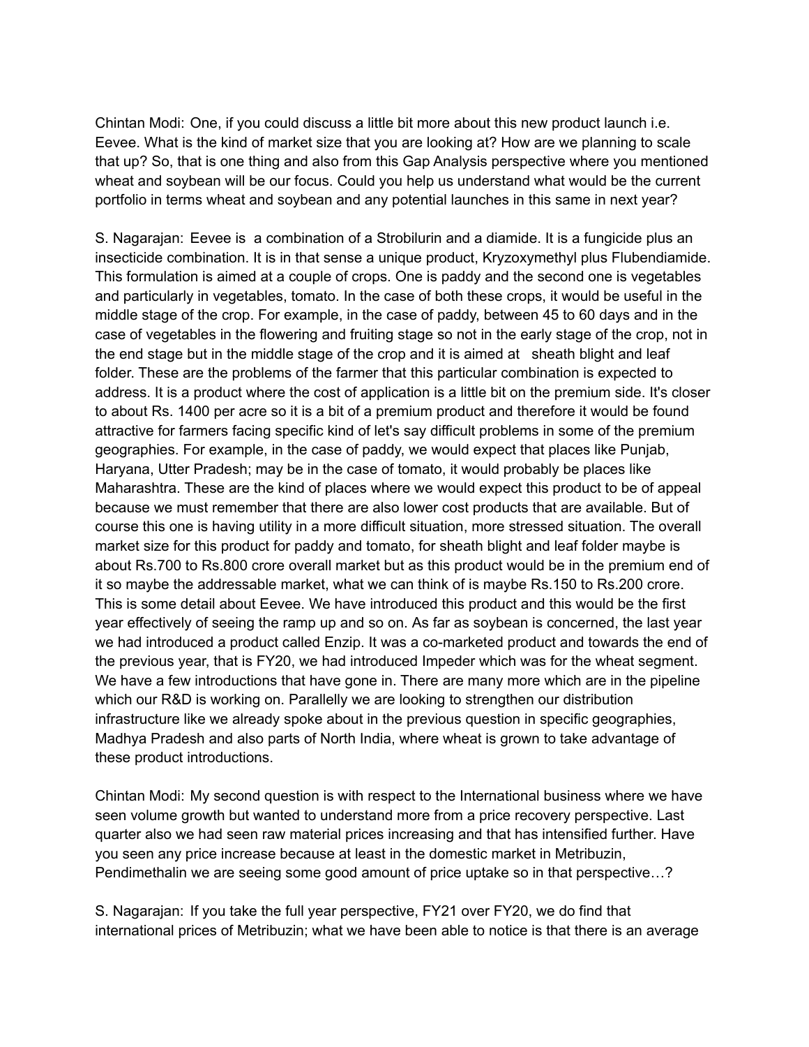Chintan Modi: One, if you could discuss a little bit more about this new product launch i.e. Eevee. What is the kind of market size that you are looking at? How are we planning to scale that up? So, that is one thing and also from this Gap Analysis perspective where you mentioned wheat and soybean will be our focus. Could you help us understand what would be the current portfolio in terms wheat and soybean and any potential launches in this same in next year?

S. Nagarajan: Eevee is a combination of a Strobilurin and a diamide. It is a fungicide plus an insecticide combination. It is in that sense a unique product, Kryzoxymethyl plus Flubendiamide. This formulation is aimed at a couple of crops. One is paddy and the second one is vegetables and particularly in vegetables, tomato. In the case of both these crops, it would be useful in the middle stage of the crop. For example, in the case of paddy, between 45 to 60 days and in the case of vegetables in the flowering and fruiting stage so not in the early stage of the crop, not in the end stage but in the middle stage of the crop and it is aimed at sheath blight and leaf folder. These are the problems of the farmer that this particular combination is expected to address. It is a product where the cost of application is a little bit on the premium side. It's closer to about Rs. 1400 per acre so it is a bit of a premium product and therefore it would be found attractive for farmers facing specific kind of let's say difficult problems in some of the premium geographies. For example, in the case of paddy, we would expect that places like Punjab, Haryana, Utter Pradesh; may be in the case of tomato, it would probably be places like Maharashtra. These are the kind of places where we would expect this product to be of appeal because we must remember that there are also lower cost products that are available. But of course this one is having utility in a more difficult situation, more stressed situation. The overall market size for this product for paddy and tomato, for sheath blight and leaf folder maybe is about Rs.700 to Rs.800 crore overall market but as this product would be in the premium end of it so maybe the addressable market, what we can think of is maybe Rs.150 to Rs.200 crore. This is some detail about Eevee. We have introduced this product and this would be the first year effectively of seeing the ramp up and so on. As far as soybean is concerned, the last year we had introduced a product called Enzip. It was a co-marketed product and towards the end of the previous year, that is FY20, we had introduced Impeder which was for the wheat segment. We have a few introductions that have gone in. There are many more which are in the pipeline which our R&D is working on. Parallelly we are looking to strengthen our distribution infrastructure like we already spoke about in the previous question in specific geographies, Madhya Pradesh and also parts of North India, where wheat is grown to take advantage of these product introductions.

Chintan Modi: My second question is with respect to the International business where we have seen volume growth but wanted to understand more from a price recovery perspective. Last quarter also we had seen raw material prices increasing and that has intensified further. Have you seen any price increase because at least in the domestic market in Metribuzin, Pendimethalin we are seeing some good amount of price uptake so in that perspective…?

S. Nagarajan: If you take the full year perspective, FY21 over FY20, we do find that international prices of Metribuzin; what we have been able to notice is that there is an average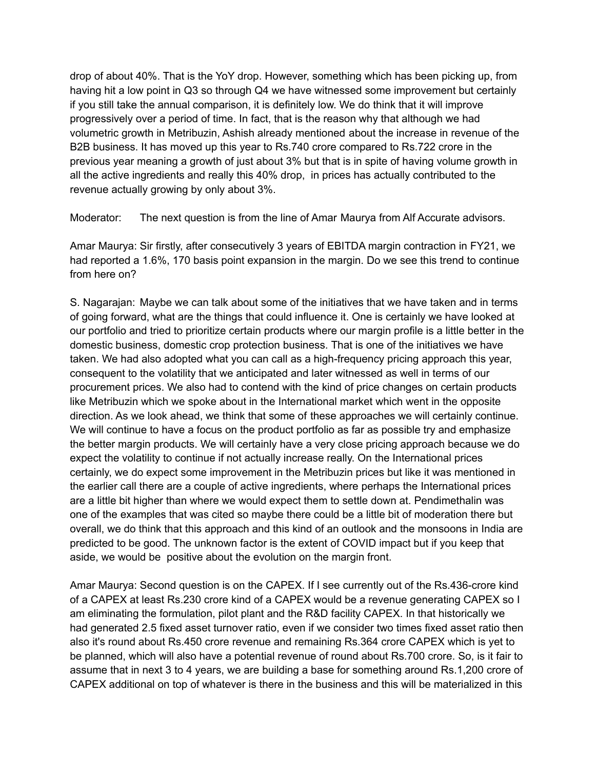drop of about 40%. That is the YoY drop. However, something which has been picking up, from having hit a low point in Q3 so through Q4 we have witnessed some improvement but certainly if you still take the annual comparison, it is definitely low. We do think that it will improve progressively over a period of time. In fact, that is the reason why that although we had volumetric growth in Metribuzin, Ashish already mentioned about the increase in revenue of the B2B business. It has moved up this year to Rs.740 crore compared to Rs.722 crore in the previous year meaning a growth of just about 3% but that is in spite of having volume growth in all the active ingredients and really this 40% drop, in prices has actually contributed to the revenue actually growing by only about 3%.

Moderator: The next question is from the line of Amar Maurya from Alf Accurate advisors.

Amar Maurya: Sir firstly, after consecutively 3 years of EBITDA margin contraction in FY21, we had reported a 1.6%, 170 basis point expansion in the margin. Do we see this trend to continue from here on?

S. Nagarajan: Maybe we can talk about some of the initiatives that we have taken and in terms of going forward, what are the things that could influence it. One is certainly we have looked at our portfolio and tried to prioritize certain products where our margin profile is a little better in the domestic business, domestic crop protection business. That is one of the initiatives we have taken. We had also adopted what you can call as a high-frequency pricing approach this year, consequent to the volatility that we anticipated and later witnessed as well in terms of our procurement prices. We also had to contend with the kind of price changes on certain products like Metribuzin which we spoke about in the International market which went in the opposite direction. As we look ahead, we think that some of these approaches we will certainly continue. We will continue to have a focus on the product portfolio as far as possible try and emphasize the better margin products. We will certainly have a very close pricing approach because we do expect the volatility to continue if not actually increase really. On the International prices certainly, we do expect some improvement in the Metribuzin prices but like it was mentioned in the earlier call there are a couple of active ingredients, where perhaps the International prices are a little bit higher than where we would expect them to settle down at. Pendimethalin was one of the examples that was cited so maybe there could be a little bit of moderation there but overall, we do think that this approach and this kind of an outlook and the monsoons in India are predicted to be good. The unknown factor is the extent of COVID impact but if you keep that aside, we would be positive about the evolution on the margin front.

Amar Maurya: Second question is on the CAPEX. If I see currently out of the Rs.436-crore kind of a CAPEX at least Rs.230 crore kind of a CAPEX would be a revenue generating CAPEX so I am eliminating the formulation, pilot plant and the R&D facility CAPEX. In that historically we had generated 2.5 fixed asset turnover ratio, even if we consider two times fixed asset ratio then also it's round about Rs.450 crore revenue and remaining Rs.364 crore CAPEX which is yet to be planned, which will also have a potential revenue of round about Rs.700 crore. So, is it fair to assume that in next 3 to 4 years, we are building a base for something around Rs.1,200 crore of CAPEX additional on top of whatever is there in the business and this will be materialized in this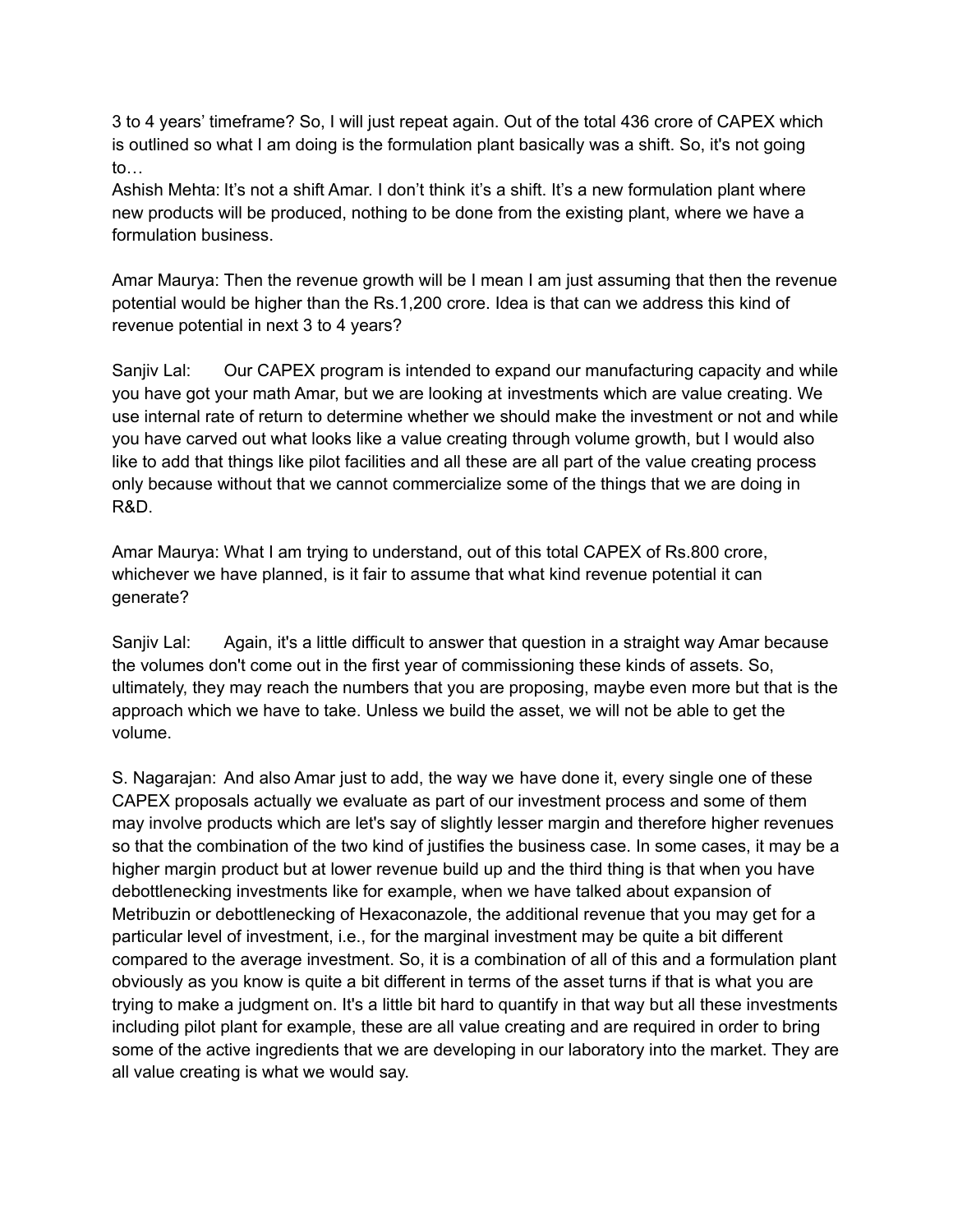3 to 4 years' timeframe? So, I will just repeat again. Out of the total 436 crore of CAPEX which is outlined so what I am doing is the formulation plant basically was a shift. So, it's not going to…

Ashish Mehta: It's not a shift Amar. I don't think it's a shift. It's a new formulation plant where new products will be produced, nothing to be done from the existing plant, where we have a formulation business.

Amar Maurya: Then the revenue growth will be I mean I am just assuming that then the revenue potential would be higher than the Rs.1,200 crore. Idea is that can we address this kind of revenue potential in next 3 to 4 years?

Sanjiv Lal: Our CAPEX program is intended to expand our manufacturing capacity and while you have got your math Amar, but we are looking at investments which are value creating. We use internal rate of return to determine whether we should make the investment or not and while you have carved out what looks like a value creating through volume growth, but I would also like to add that things like pilot facilities and all these are all part of the value creating process only because without that we cannot commercialize some of the things that we are doing in R&D.

Amar Maurya: What I am trying to understand, out of this total CAPEX of Rs.800 crore, whichever we have planned, is it fair to assume that what kind revenue potential it can generate?

Sanjiv Lal: Again, it's a little difficult to answer that question in a straight way Amar because the volumes don't come out in the first year of commissioning these kinds of assets. So, ultimately, they may reach the numbers that you are proposing, maybe even more but that is the approach which we have to take. Unless we build the asset, we will not be able to get the volume.

S. Nagarajan: And also Amar just to add, the way we have done it, every single one of these CAPEX proposals actually we evaluate as part of our investment process and some of them may involve products which are let's say of slightly lesser margin and therefore higher revenues so that the combination of the two kind of justifies the business case. In some cases, it may be a higher margin product but at lower revenue build up and the third thing is that when you have debottlenecking investments like for example, when we have talked about expansion of Metribuzin or debottlenecking of Hexaconazole, the additional revenue that you may get for a particular level of investment, i.e., for the marginal investment may be quite a bit different compared to the average investment. So, it is a combination of all of this and a formulation plant obviously as you know is quite a bit different in terms of the asset turns if that is what you are trying to make a judgment on. It's a little bit hard to quantify in that way but all these investments including pilot plant for example, these are all value creating and are required in order to bring some of the active ingredients that we are developing in our laboratory into the market. They are all value creating is what we would say.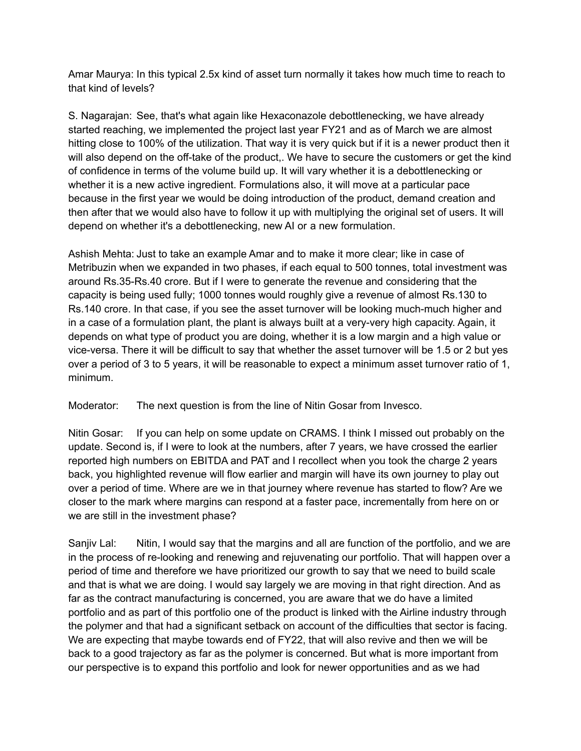Amar Maurya: In this typical 2.5x kind of asset turn normally it takes how much time to reach to that kind of levels?

S. Nagarajan: See, that's what again like Hexaconazole debottlenecking, we have already started reaching, we implemented the project last year FY21 and as of March we are almost hitting close to 100% of the utilization. That way it is very quick but if it is a newer product then it will also depend on the off-take of the product,. We have to secure the customers or get the kind of confidence in terms of the volume build up. It will vary whether it is a debottlenecking or whether it is a new active ingredient. Formulations also, it will move at a particular pace because in the first year we would be doing introduction of the product, demand creation and then after that we would also have to follow it up with multiplying the original set of users. It will depend on whether it's a debottlenecking, new AI or a new formulation.

Ashish Mehta: Just to take an example Amar and to make it more clear; like in case of Metribuzin when we expanded in two phases, if each equal to 500 tonnes, total investment was around Rs.35-Rs.40 crore. But if I were to generate the revenue and considering that the capacity is being used fully; 1000 tonnes would roughly give a revenue of almost Rs.130 to Rs.140 crore. In that case, if you see the asset turnover will be looking much-much higher and in a case of a formulation plant, the plant is always built at a very-very high capacity. Again, it depends on what type of product you are doing, whether it is a low margin and a high value or vice-versa. There it will be difficult to say that whether the asset turnover will be 1.5 or 2 but yes over a period of 3 to 5 years, it will be reasonable to expect a minimum asset turnover ratio of 1, minimum.

Moderator: The next question is from the line of Nitin Gosar from Invesco.

Nitin Gosar: If you can help on some update on CRAMS. I think I missed out probably on the update. Second is, if I were to look at the numbers, after 7 years, we have crossed the earlier reported high numbers on EBITDA and PAT and I recollect when you took the charge 2 years back, you highlighted revenue will flow earlier and margin will have its own journey to play out over a period of time. Where are we in that journey where revenue has started to flow? Are we closer to the mark where margins can respond at a faster pace, incrementally from here on or we are still in the investment phase?

Sanjiv Lal: Nitin, I would say that the margins and all are function of the portfolio, and we are in the process of re-looking and renewing and rejuvenating our portfolio. That will happen over a period of time and therefore we have prioritized our growth to say that we need to build scale and that is what we are doing. I would say largely we are moving in that right direction. And as far as the contract manufacturing is concerned, you are aware that we do have a limited portfolio and as part of this portfolio one of the product is linked with the Airline industry through the polymer and that had a significant setback on account of the difficulties that sector is facing. We are expecting that maybe towards end of FY22, that will also revive and then we will be back to a good trajectory as far as the polymer is concerned. But what is more important from our perspective is to expand this portfolio and look for newer opportunities and as we had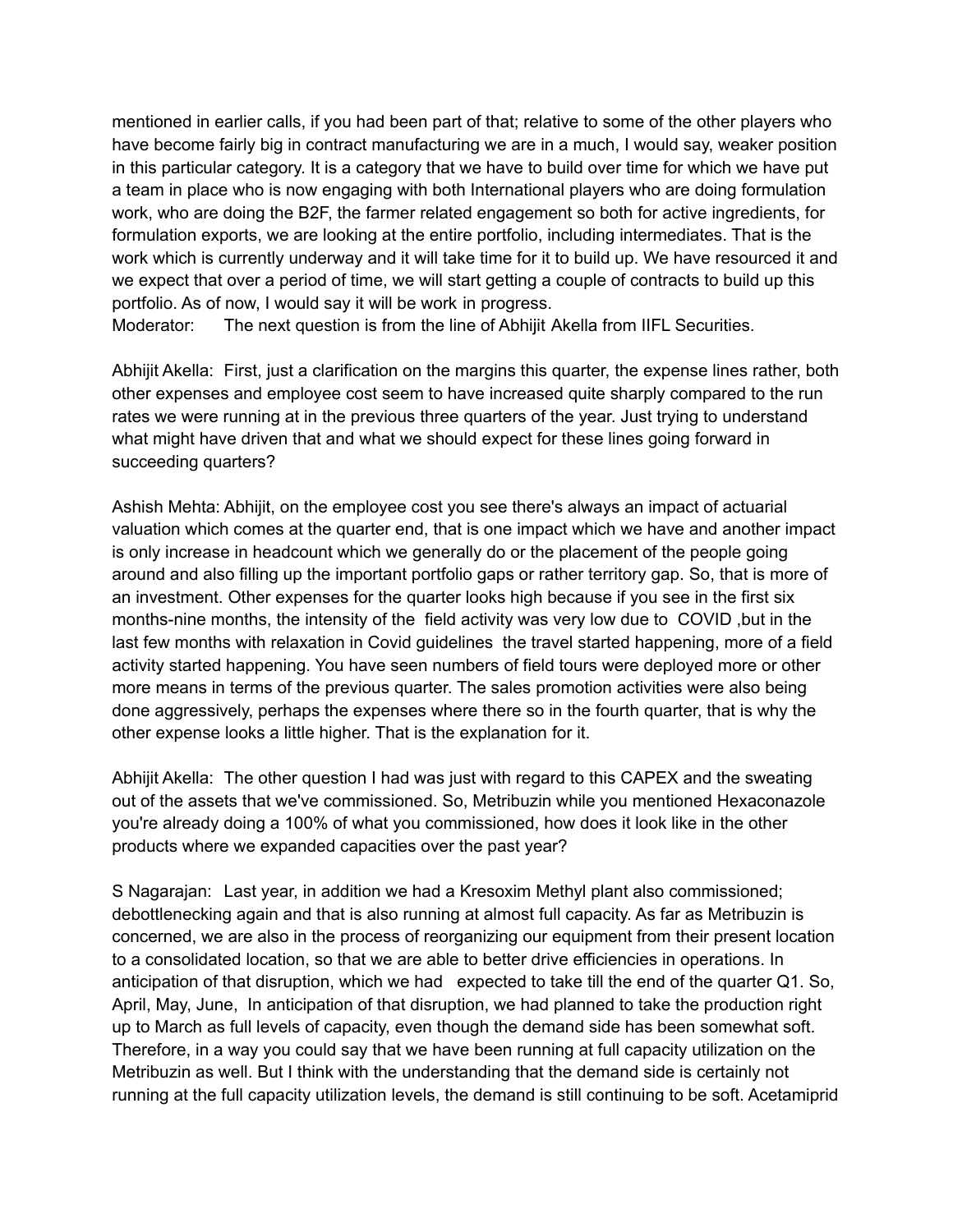mentioned in earlier calls, if you had been part of that; relative to some of the other players who have become fairly big in contract manufacturing we are in a much, I would say, weaker position in this particular category. It is a category that we have to build over time for which we have put a team in place who is now engaging with both International players who are doing formulation work, who are doing the B2F, the farmer related engagement so both for active ingredients, for formulation exports, we are looking at the entire portfolio, including intermediates. That is the work which is currently underway and it will take time for it to build up. We have resourced it and we expect that over a period of time, we will start getting a couple of contracts to build up this portfolio. As of now, I would say it will be work in progress.

Moderator: The next question is from the line of Abhijit Akella from IIFL Securities.

Abhijit Akella: First, just a clarification on the margins this quarter, the expense lines rather, both other expenses and employee cost seem to have increased quite sharply compared to the run rates we were running at in the previous three quarters of the year. Just trying to understand what might have driven that and what we should expect for these lines going forward in succeeding quarters?

Ashish Mehta: Abhijit, on the employee cost you see there's always an impact of actuarial valuation which comes at the quarter end, that is one impact which we have and another impact is only increase in headcount which we generally do or the placement of the people going around and also filling up the important portfolio gaps or rather territory gap. So, that is more of an investment. Other expenses for the quarter looks high because if you see in the first six months-nine months, the intensity of the field activity was very low due to COVID ,but in the last few months with relaxation in Covid guidelines the travel started happening, more of a field activity started happening. You have seen numbers of field tours were deployed more or other more means in terms of the previous quarter. The sales promotion activities were also being done aggressively, perhaps the expenses where there so in the fourth quarter, that is why the other expense looks a little higher. That is the explanation for it.

Abhijit Akella: The other question I had was just with regard to this CAPEX and the sweating out of the assets that we've commissioned. So, Metribuzin while you mentioned Hexaconazole you're already doing a 100% of what you commissioned, how does it look like in the other products where we expanded capacities over the past year?

S Nagarajan: Last year, in addition we had a Kresoxim Methyl plant also commissioned; debottlenecking again and that is also running at almost full capacity. As far as Metribuzin is concerned, we are also in the process of reorganizing our equipment from their present location to a consolidated location, so that we are able to better drive efficiencies in operations. In anticipation of that disruption, which we had expected to take till the end of the quarter Q1. So, April, May, June, In anticipation of that disruption, we had planned to take the production right up to March as full levels of capacity, even though the demand side has been somewhat soft. Therefore, in a way you could say that we have been running at full capacity utilization on the Metribuzin as well. But I think with the understanding that the demand side is certainly not running at the full capacity utilization levels, the demand is still continuing to be soft. Acetamiprid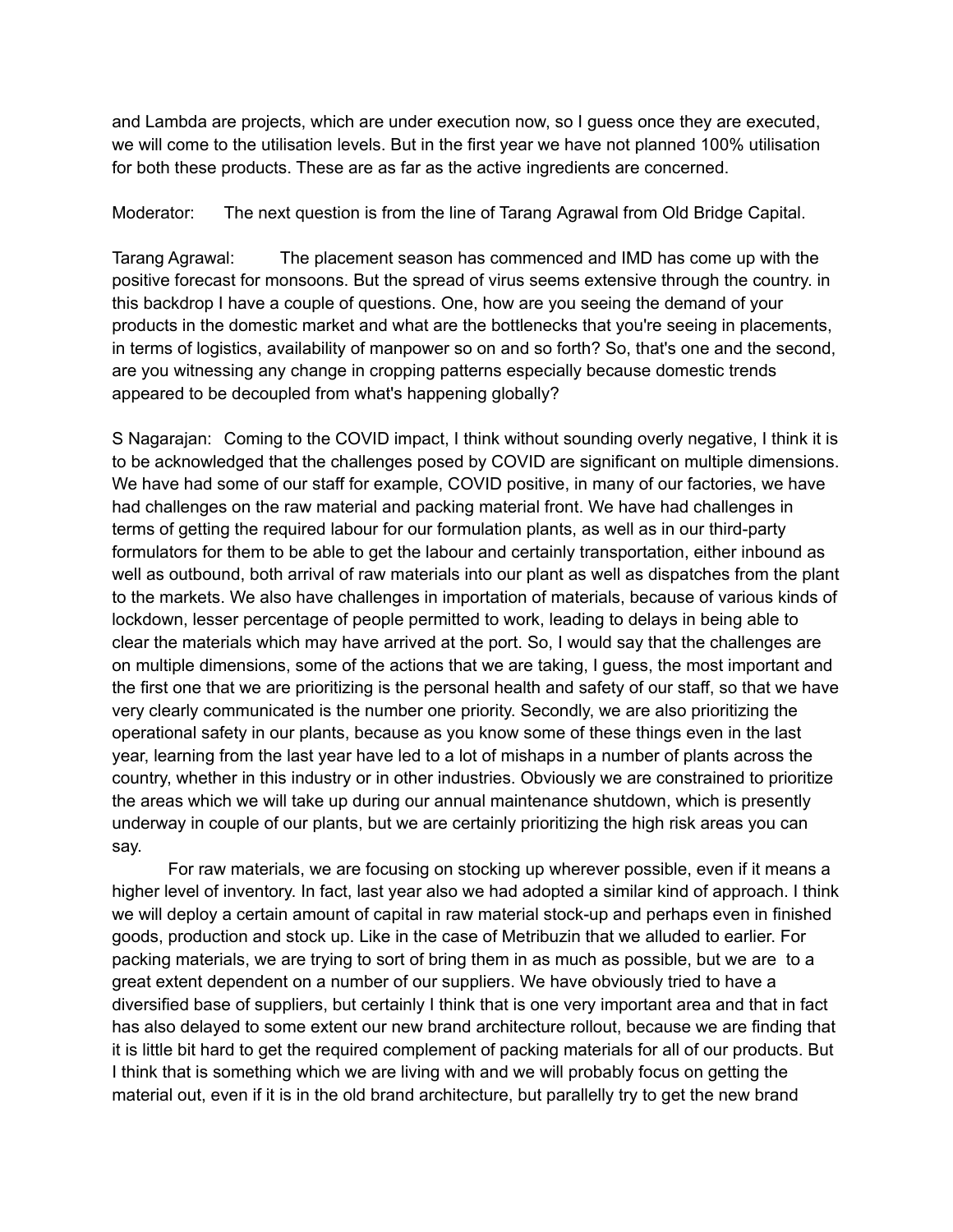and Lambda are projects, which are under execution now, so I guess once they are executed, we will come to the utilisation levels. But in the first year we have not planned 100% utilisation for both these products. These are as far as the active ingredients are concerned.

Moderator: The next question is from the line of Tarang Agrawal from Old Bridge Capital.

Tarang Agrawal: The placement season has commenced and IMD has come up with the positive forecast for monsoons. But the spread of virus seems extensive through the country. in this backdrop I have a couple of questions. One, how are you seeing the demand of your products in the domestic market and what are the bottlenecks that you're seeing in placements, in terms of logistics, availability of manpower so on and so forth? So, that's one and the second, are you witnessing any change in cropping patterns especially because domestic trends appeared to be decoupled from what's happening globally?

S Nagarajan: Coming to the COVID impact, I think without sounding overly negative, I think it is to be acknowledged that the challenges posed by COVID are significant on multiple dimensions. We have had some of our staff for example, COVID positive, in many of our factories, we have had challenges on the raw material and packing material front. We have had challenges in terms of getting the required labour for our formulation plants, as well as in our third-party formulators for them to be able to get the labour and certainly transportation, either inbound as well as outbound, both arrival of raw materials into our plant as well as dispatches from the plant to the markets. We also have challenges in importation of materials, because of various kinds of lockdown, lesser percentage of people permitted to work, leading to delays in being able to clear the materials which may have arrived at the port. So, I would say that the challenges are on multiple dimensions, some of the actions that we are taking, I guess, the most important and the first one that we are prioritizing is the personal health and safety of our staff, so that we have very clearly communicated is the number one priority. Secondly, we are also prioritizing the operational safety in our plants, because as you know some of these things even in the last year, learning from the last year have led to a lot of mishaps in a number of plants across the country, whether in this industry or in other industries. Obviously we are constrained to prioritize the areas which we will take up during our annual maintenance shutdown, which is presently underway in couple of our plants, but we are certainly prioritizing the high risk areas you can say.

For raw materials, we are focusing on stocking up wherever possible, even if it means a higher level of inventory. In fact, last year also we had adopted a similar kind of approach. I think we will deploy a certain amount of capital in raw material stock-up and perhaps even in finished goods, production and stock up. Like in the case of Metribuzin that we alluded to earlier. For packing materials, we are trying to sort of bring them in as much as possible, but we are to a great extent dependent on a number of our suppliers. We have obviously tried to have a diversified base of suppliers, but certainly I think that is one very important area and that in fact has also delayed to some extent our new brand architecture rollout, because we are finding that it is little bit hard to get the required complement of packing materials for all of our products. But I think that is something which we are living with and we will probably focus on getting the material out, even if it is in the old brand architecture, but parallelly try to get the new brand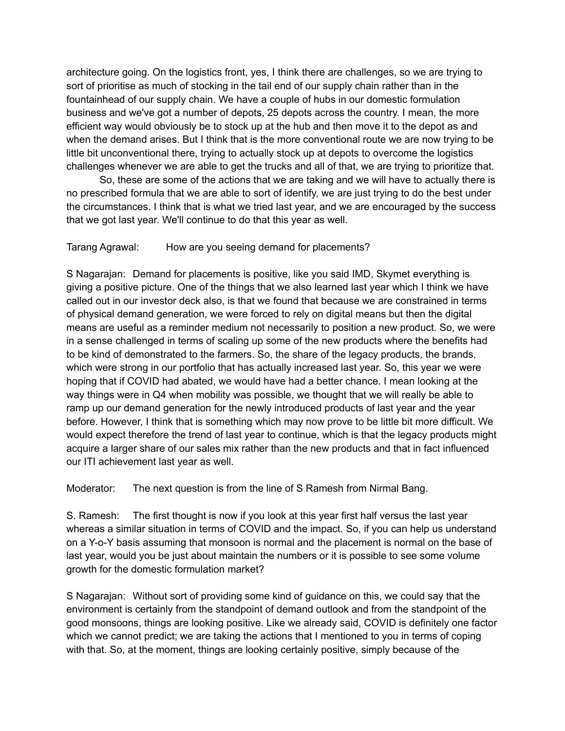architecture going. On the logistics front, yes, I think there are challenges, so we are trying to sort of prioritise as much of stocking in the tail end of our supply chain rather than in the fountainhead of our supply chain. We have a couple of hubs in our domestic formulation business and we've got a number of depots, 25 depots across the country. I mean, the more efficient way would obviously be to stock up at the hub and then move it to the depot as and when the demand arises. But I think that is the more conventional route we are now trying to be little bit unconventional there, trying to actually stock up at depots to overcome the logistics challenges whenever we are able to get the trucks and all of that, we are trying to prioritize that.

So, these are some of the actions that we are taking and we will have to actually there is no prescribed formula that we are able to sort of identify, we are just trying to do the best under the circumstances. I think that is what we tried last year, and we are encouraged by the success that we got last year. We'll continue to do that this year as well.

Tarang Agrawal: How are you seeing demand for placements?

S Nagarajan: Demand for placements is positive, like you said IMD, Skymet everything is giving a positive picture. One of the things that we also learned last year which I think we have called out in our investor deck also, is that we found that because we are constrained in terms of physical demand generation, we were forced to rely on digital means but then the digital means are useful as a reminder medium not necessarily to position a new product. So, we were in a sense challenged in terms of scaling up some of the new products where the benefits had to be kind of demonstrated to the farmers. So, the share of the legacy products, the brands, which were strong in our portfolio that has actually increased last year. So, this year we were hoping that if COVID had abated, we would have had a better chance. I mean looking at the way things were in Q4 when mobility was possible, we thought that we will really be able to ramp up our demand generation for the newly introduced products of last year and the year before. However, I think that is something which may now prove to be little bit more difficult. We would expect therefore the trend of last year to continue, which is that the legacy products might acquire a larger share of our sales mix rather than the new products and that in fact influenced our ITI achievement last year as well.

Moderator: The next question is from the line of S Ramesh from Nirmal Bang.

S. Ramesh: The first thought is now if you look at this year first half versus the last year whereas a similar situation in terms of COVID and the impact. So, if you can help us understand on a Y-o-Y basis assuming that monsoon is normal and the placement is normal on the base of last year, would you be just about maintain the numbers or it is possible to see some volume growth for the domestic formulation market?

S Nagarajan: Without sort of providing some kind of guidance on this, we could say that the environment is certainly from the standpoint of demand outlook and from the standpoint of the good monsoons, things are looking positive. Like we already said, COVID is definitely one factor which we cannot predict; we are taking the actions that I mentioned to you in terms of coping with that. So, at the moment, things are looking certainly positive, simply because of the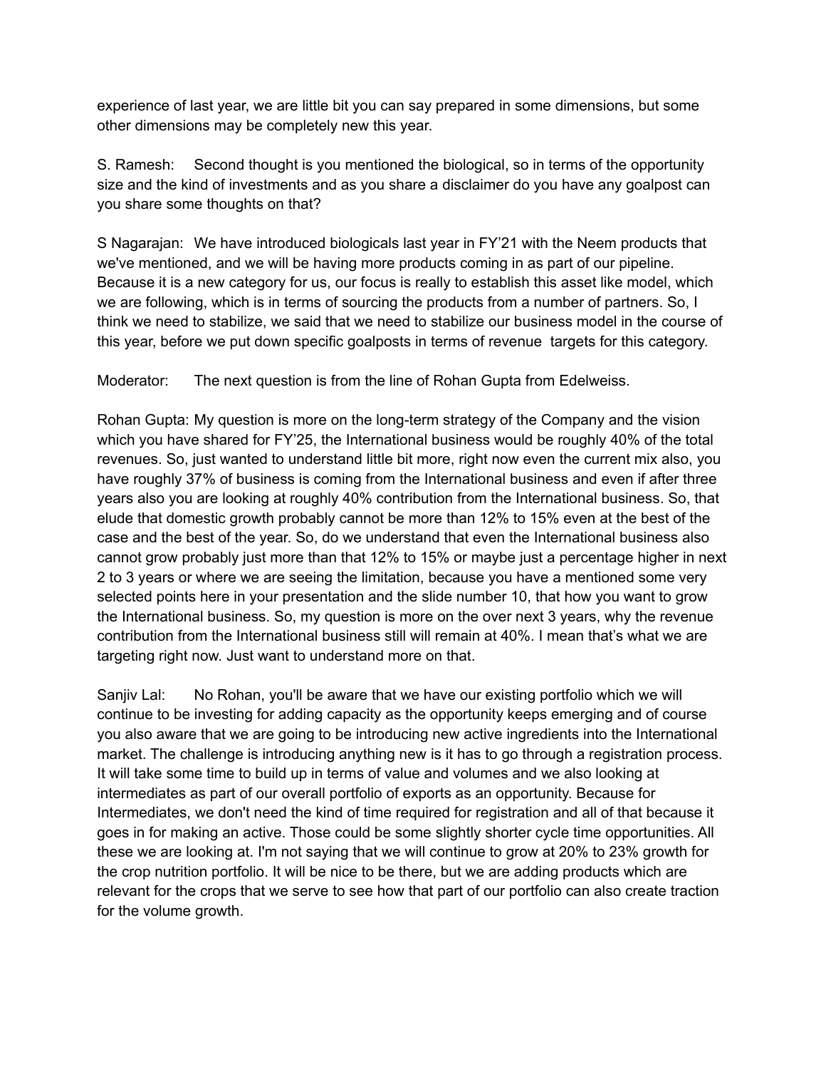experience of last year, we are little bit you can say prepared in some dimensions, but some other dimensions may be completely new this year.

S. Ramesh: Second thought is you mentioned the biological, so in terms of the opportunity size and the kind of investments and as you share a disclaimer do you have any goalpost can you share some thoughts on that?

S Nagarajan: We have introduced biologicals last year in FY'21 with the Neem products that we've mentioned, and we will be having more products coming in as part of our pipeline. Because it is a new category for us, our focus is really to establish this asset like model, which we are following, which is in terms of sourcing the products from a number of partners. So, I think we need to stabilize, we said that we need to stabilize our business model in the course of this year, before we put down specific goalposts in terms of revenue targets for this category.

Moderator: The next question is from the line of Rohan Gupta from Edelweiss.

Rohan Gupta: My question is more on the long-term strategy of the Company and the vision which you have shared for FY'25, the International business would be roughly 40% of the total revenues. So, just wanted to understand little bit more, right now even the current mix also, you have roughly 37% of business is coming from the International business and even if after three years also you are looking at roughly 40% contribution from the International business. So, that elude that domestic growth probably cannot be more than 12% to 15% even at the best of the case and the best of the year. So, do we understand that even the International business also cannot grow probably just more than that 12% to 15% or maybe just a percentage higher in next 2 to 3 years or where we are seeing the limitation, because you have a mentioned some very selected points here in your presentation and the slide number 10, that how you want to grow the International business. So, my question is more on the over next 3 years, why the revenue contribution from the International business still will remain at 40%. I mean that's what we are targeting right now. Just want to understand more on that.

Sanjiv Lal: No Rohan, you'll be aware that we have our existing portfolio which we will continue to be investing for adding capacity as the opportunity keeps emerging and of course you also aware that we are going to be introducing new active ingredients into the International market. The challenge is introducing anything new is it has to go through a registration process. It will take some time to build up in terms of value and volumes and we also looking at intermediates as part of our overall portfolio of exports as an opportunity. Because for Intermediates, we don't need the kind of time required for registration and all of that because it goes in for making an active. Those could be some slightly shorter cycle time opportunities. All these we are looking at. I'm not saying that we will continue to grow at 20% to 23% growth for the crop nutrition portfolio. It will be nice to be there, but we are adding products which are relevant for the crops that we serve to see how that part of our portfolio can also create traction for the volume growth.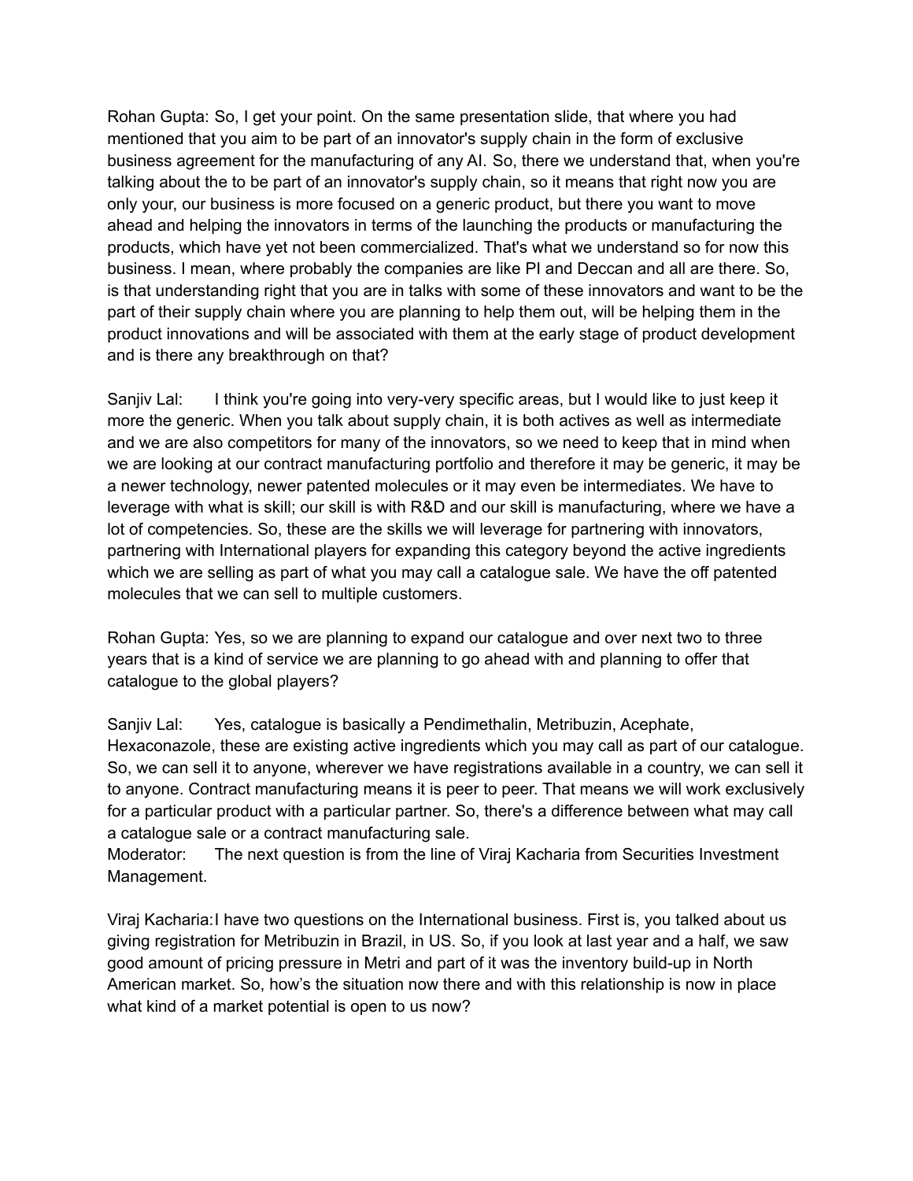Rohan Gupta: So, I get your point. On the same presentation slide, that where you had mentioned that you aim to be part of an innovator's supply chain in the form of exclusive business agreement for the manufacturing of any AI. So, there we understand that, when you're talking about the to be part of an innovator's supply chain, so it means that right now you are only your, our business is more focused on a generic product, but there you want to move ahead and helping the innovators in terms of the launching the products or manufacturing the products, which have yet not been commercialized. That's what we understand so for now this business. I mean, where probably the companies are like PI and Deccan and all are there. So, is that understanding right that you are in talks with some of these innovators and want to be the part of their supply chain where you are planning to help them out, will be helping them in the product innovations and will be associated with them at the early stage of product development and is there any breakthrough on that?

Sanjiv Lal: I think you're going into very-very specific areas, but I would like to just keep it more the generic. When you talk about supply chain, it is both actives as well as intermediate and we are also competitors for many of the innovators, so we need to keep that in mind when we are looking at our contract manufacturing portfolio and therefore it may be generic, it may be a newer technology, newer patented molecules or it may even be intermediates. We have to leverage with what is skill; our skill is with R&D and our skill is manufacturing, where we have a lot of competencies. So, these are the skills we will leverage for partnering with innovators, partnering with International players for expanding this category beyond the active ingredients which we are selling as part of what you may call a catalogue sale. We have the off patented molecules that we can sell to multiple customers.

Rohan Gupta: Yes, so we are planning to expand our catalogue and over next two to three years that is a kind of service we are planning to go ahead with and planning to offer that catalogue to the global players?

Sanjiv Lal: Yes, catalogue is basically a Pendimethalin, Metribuzin, Acephate, Hexaconazole, these are existing active ingredients which you may call as part of our catalogue. So, we can sell it to anyone, wherever we have registrations available in a country, we can sell it to anyone. Contract manufacturing means it is peer to peer. That means we will work exclusively for a particular product with a particular partner. So, there's a difference between what may call a catalogue sale or a contract manufacturing sale.

Moderator: The next question is from the line of Viraj Kacharia from Securities Investment Management.

Viraj Kacharia: I have two questions on the International business. First is, you talked about us giving registration for Metribuzin in Brazil, in US. So, if you look at last year and a half, we saw good amount of pricing pressure in Metri and part of it was the inventory build-up in North American market. So, how's the situation now there and with this relationship is now in place what kind of a market potential is open to us now?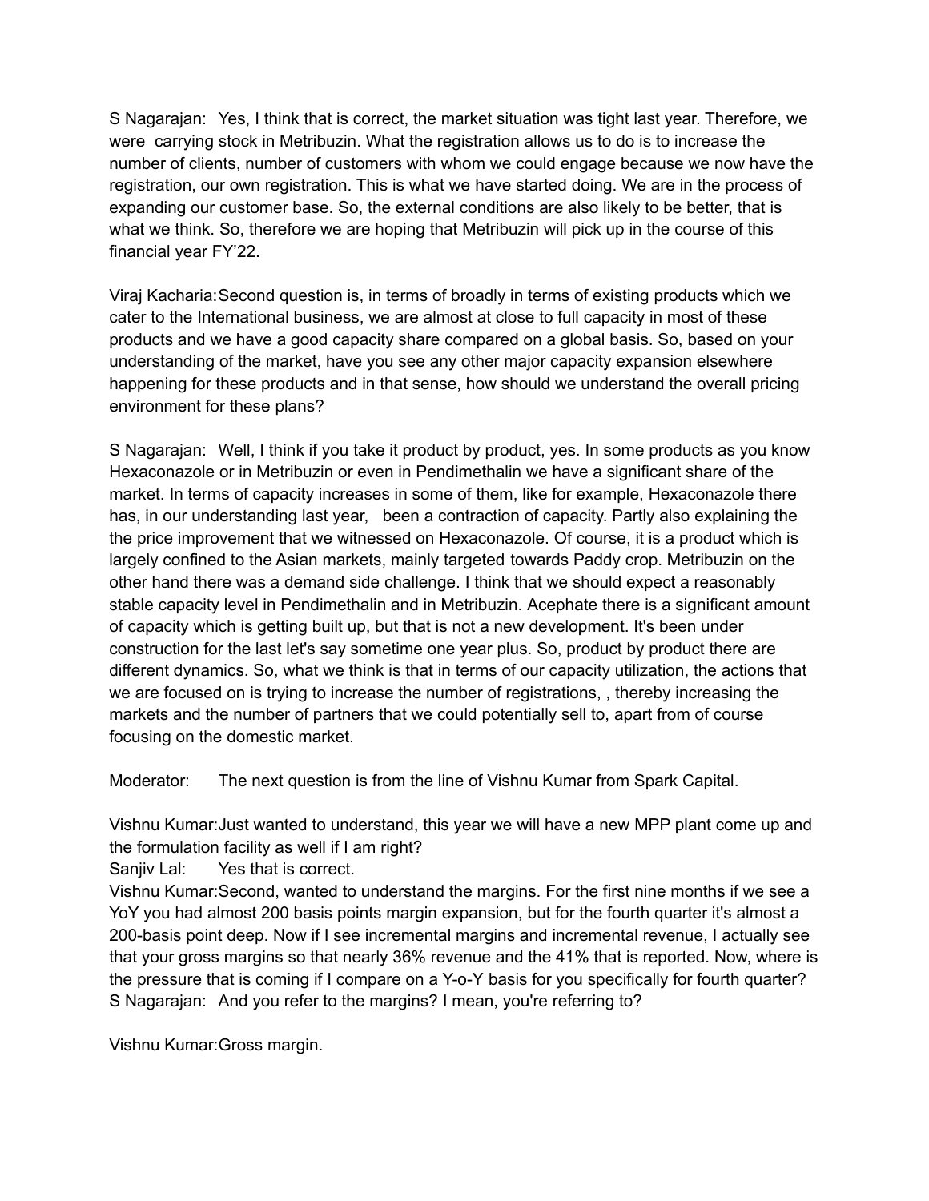S Nagarajan: Yes, I think that is correct, the market situation was tight last year. Therefore, we were carrying stock in Metribuzin. What the registration allows us to do is to increase the number of clients, number of customers with whom we could engage because we now have the registration, our own registration. This is what we have started doing. We are in the process of expanding our customer base. So, the external conditions are also likely to be better, that is what we think. So, therefore we are hoping that Metribuzin will pick up in the course of this financial year FY'22.

Viraj Kacharia: Second question is, in terms of broadly in terms of existing products which we cater to the International business, we are almost at close to full capacity in most of these products and we have a good capacity share compared on a global basis. So, based on your understanding of the market, have you see any other major capacity expansion elsewhere happening for these products and in that sense, how should we understand the overall pricing environment for these plans?

S Nagarajan: Well, I think if you take it product by product, yes. In some products as you know Hexaconazole or in Metribuzin or even in Pendimethalin we have a significant share of the market. In terms of capacity increases in some of them, like for example, Hexaconazole there has, in our understanding last year, been a contraction of capacity. Partly also explaining the the price improvement that we witnessed on Hexaconazole. Of course, it is a product which is largely confined to the Asian markets, mainly targeted towards Paddy crop. Metribuzin on the other hand there was a demand side challenge. I think that we should expect a reasonably stable capacity level in Pendimethalin and in Metribuzin. Acephate there is a significant amount of capacity which is getting built up, but that is not a new development. It's been under construction for the last let's say sometime one year plus. So, product by product there are different dynamics. So, what we think is that in terms of our capacity utilization, the actions that we are focused on is trying to increase the number of registrations, , thereby increasing the markets and the number of partners that we could potentially sell to, apart from of course focusing on the domestic market.

Moderator: The next question is from the line of Vishnu Kumar from Spark Capital.

Vishnu Kumar: Just wanted to understand, this year we will have a new MPP plant come up and the formulation facility as well if I am right?

Sanjiv Lal: Yes that is correct.

Vishnu Kumar: Second, wanted to understand the margins. For the first nine months if we see a YoY you had almost 200 basis points margin expansion, but for the fourth quarter it's almost a 200-basis point deep. Now if I see incremental margins and incremental revenue, I actually see that your gross margins so that nearly 36% revenue and the 41% that is reported. Now, where is the pressure that is coming if I compare on a Y-o-Y basis for you specifically for fourth quarter?

S Nagarajan: And you refer to the margins? I mean, you're referring to?

Vishnu Kumar: Gross margin.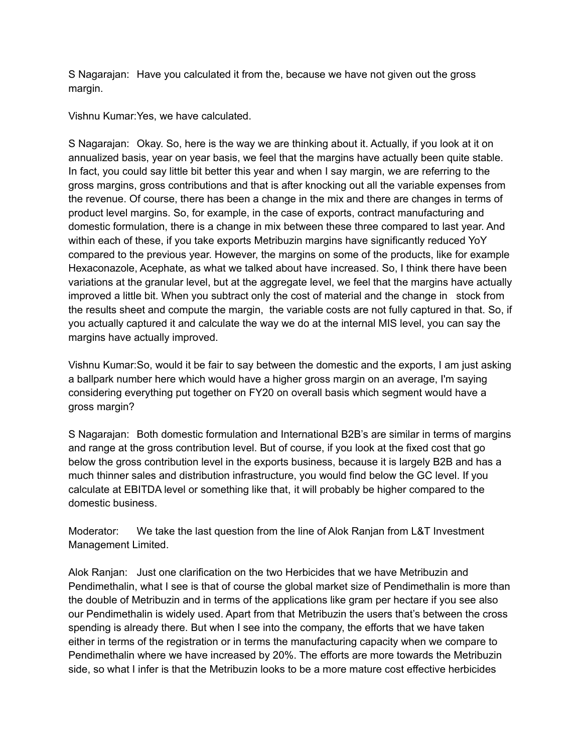S Nagarajan: Have you calculated it from the, because we have not given out the gross margin.

Vishnu Kumar:Yes, we have calculated.

S Nagarajan: Okay. So, here is the way we are thinking about it. Actually, if you look at it on annualized basis, year on year basis, we feel that the margins have actually been quite stable. In fact, you could say little bit better this year and when I say margin, we are referring to the gross margins, gross contributions and that is after knocking out all the variable expenses from the revenue. Of course, there has been a change in the mix and there are changes in terms of product level margins. So, for example, in the case of exports, contract manufacturing and domestic formulation, there is a change in mix between these three compared to last year. And within each of these, if you take exports Metribuzin margins have significantly reduced YoY compared to the previous year. However, the margins on some of the products, like for example Hexaconazole, Acephate, as what we talked about have increased. So, I think there have been variations at the granular level, but at the aggregate level, we feel that the margins have actually improved a little bit. When you subtract only the cost of material and the change in stock from the results sheet and compute the margin, the variable costs are not fully captured in that. So, if you actually captured it and calculate the way we do at the internal MIS level, you can say the margins have actually improved.

Vishnu Kumar:So, would it be fair to say between the domestic and the exports, I am just asking a ballpark number here which would have a higher gross margin on an average, I'm saying considering everything put together on FY20 on overall basis which segment would have a gross margin?

S Nagarajan: Both domestic formulation and International B2B's are similar in terms of margins and range at the gross contribution level. But of course, if you look at the fixed cost that go below the gross contribution level in the exports business, because it is largely B2B and has a much thinner sales and distribution infrastructure, you would find below the GC level. If you calculate at EBITDA level or something like that, it will probably be higher compared to the domestic business.

Moderator: We take the last question from the line of Alok Ranjan from L&T Investment Management Limited.

Alok Ranjan: Just one clarification on the two Herbicides that we have Metribuzin and Pendimethalin, what I see is that of course the global market size of Pendimethalin is more than the double of Metribuzin and in terms of the applications like gram per hectare if you see also our Pendimethalin is widely used. Apart from that Metribuzin the users that's between the cross spending is already there. But when I see into the company, the efforts that we have taken either in terms of the registration or in terms the manufacturing capacity when we compare to Pendimethalin where we have increased by 20%. The efforts are more towards the Metribuzin side, so what I infer is that the Metribuzin looks to be a more mature cost effective herbicides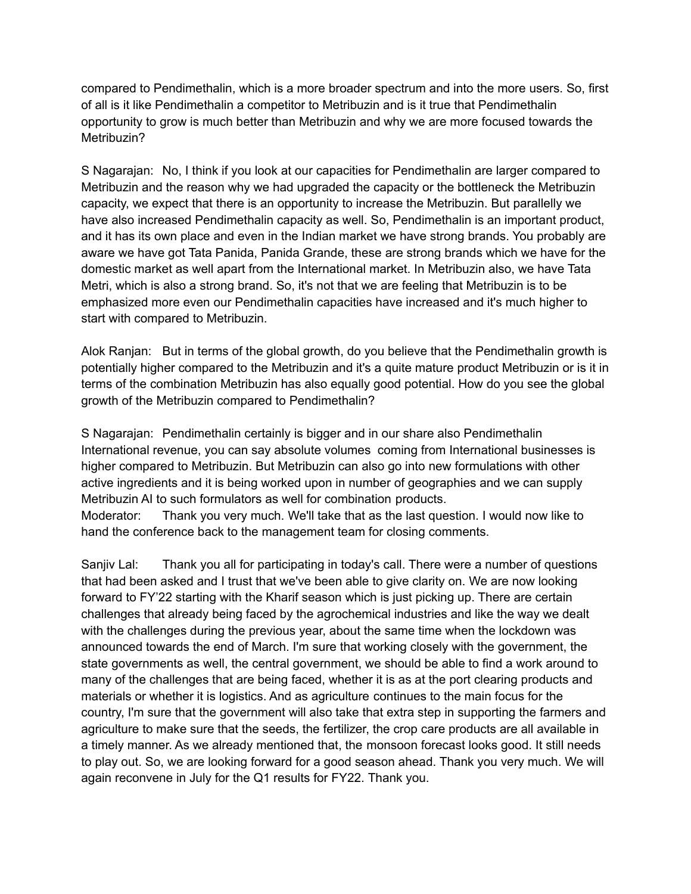compared to Pendimethalin, which is a more broader spectrum and into the more users. So, first of all is it like Pendimethalin a competitor to Metribuzin and is it true that Pendimethalin opportunity to grow is much better than Metribuzin and why we are more focused towards the Metribuzin?

S Nagarajan: No, I think if you look at our capacities for Pendimethalin are larger compared to Metribuzin and the reason why we had upgraded the capacity or the bottleneck the Metribuzin capacity, we expect that there is an opportunity to increase the Metribuzin. But parallelly we have also increased Pendimethalin capacity as well. So, Pendimethalin is an important product, and it has its own place and even in the Indian market we have strong brands. You probably are aware we have got Tata Panida, Panida Grande, these are strong brands which we have for the domestic market as well apart from the International market. In Metribuzin also, we have Tata Metri, which is also a strong brand. So, it's not that we are feeling that Metribuzin is to be emphasized more even our Pendimethalin capacities have increased and it's much higher to start with compared to Metribuzin.

Alok Ranjan: But in terms of the global growth, do you believe that the Pendimethalin growth is potentially higher compared to the Metribuzin and it's a quite mature product Metribuzin or is it in terms of the combination Metribuzin has also equally good potential. How do you see the global growth of the Metribuzin compared to Pendimethalin?

S Nagarajan: Pendimethalin certainly is bigger and in our share also Pendimethalin International revenue, you can say absolute volumes coming from International businesses is higher compared to Metribuzin. But Metribuzin can also go into new formulations with other active ingredients and it is being worked upon in number of geographies and we can supply Metribuzin AI to such formulators as well for combination products.

Moderator: Thank you very much. We'll take that as the last question. I would now like to hand the conference back to the management team for closing comments.

Sanjiv Lal: Thank you all for participating in today's call. There were a number of questions that had been asked and I trust that we've been able to give clarity on. We are now looking forward to FY'22 starting with the Kharif season which is just picking up. There are certain challenges that already being faced by the agrochemical industries and like the way we dealt with the challenges during the previous year, about the same time when the lockdown was announced towards the end of March. I'm sure that working closely with the government, the state governments as well, the central government, we should be able to find a work around to many of the challenges that are being faced, whether it is as at the port clearing products and materials or whether it is logistics. And as agriculture continues to the main focus for the country, I'm sure that the government will also take that extra step in supporting the farmers and agriculture to make sure that the seeds, the fertilizer, the crop care products are all available in a timely manner. As we already mentioned that, the monsoon forecast looks good. It still needs to play out. So, we are looking forward for a good season ahead. Thank you very much. We will again reconvene in July for the Q1 results for FY22. Thank you.